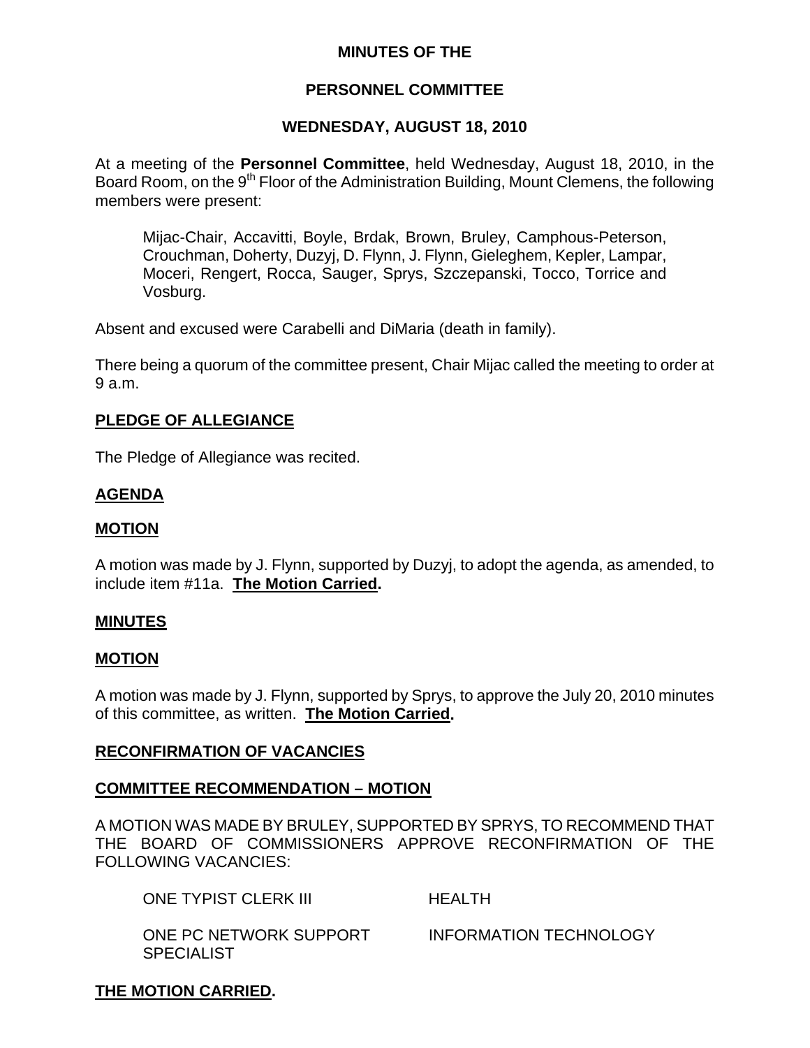# MINUTES OF THE

# PERSONNEL COMMITTEE

# WEDNESDAY, AUGUST 18, 2010

At a meeting of the **Personnel Committee**, held Wednesday, August 18, 2010, in the Board Room, on the 9th Floor of the Administration Building, Mount Clemens, the following members were present:

> Mijac-Chair, Accavitti, Boyle, Brdak, Brown, Bruley, Camphous-Peterson, Crouchman, Doherty, Duzyj, D. Flynn, J. Flynn, Gieleghem, Kepler, Lampar, Moceri, Rengert, Rocca, Sauger, Sprys, Szczepanski, Tocco, Torrice and Vosburg.

Absent and excused were Carabelli and DiMaria (death in family).

There being a quorum of the committee present, Chair Mijac called the meeting to order at 9 a.m.

## PLEDGE OF ALLEGIANCE

The Pledge of Allegiance was recited.

## AGENDA

## MOTION

A motion was made by J. Flynn, supported by Duzyj, to adopt the agenda, as amended, to include item #11a. **The Motion Carried.**

## MINUTES

## MOTION

A motion was made by J. Flynn, supported by Sprys, to approve the July 20, 2010 minutes of this committee, as written. **The Motion Carried.**

## RECONFIRMATION OF VACANCIES

## COMMITTEE RECOMMENDATION – MOTION

A MOTION WAS MADE BY BRULEY, SUPPORTED BY SPRYS, TO RECOMMEND THAT THE BOARD OF COMMISSIONERS APPROVE RECONFIRMATION OF THE FOLLOWING VACANCIES:

| | |
|---|---|
| ONE TYPIST CLERK III | HEALTH |
| ONE PC NETWORK SUPPORT SPECIALIST | INFORMATION TECHNOLOGY |

**THE MOTION CARRIED.**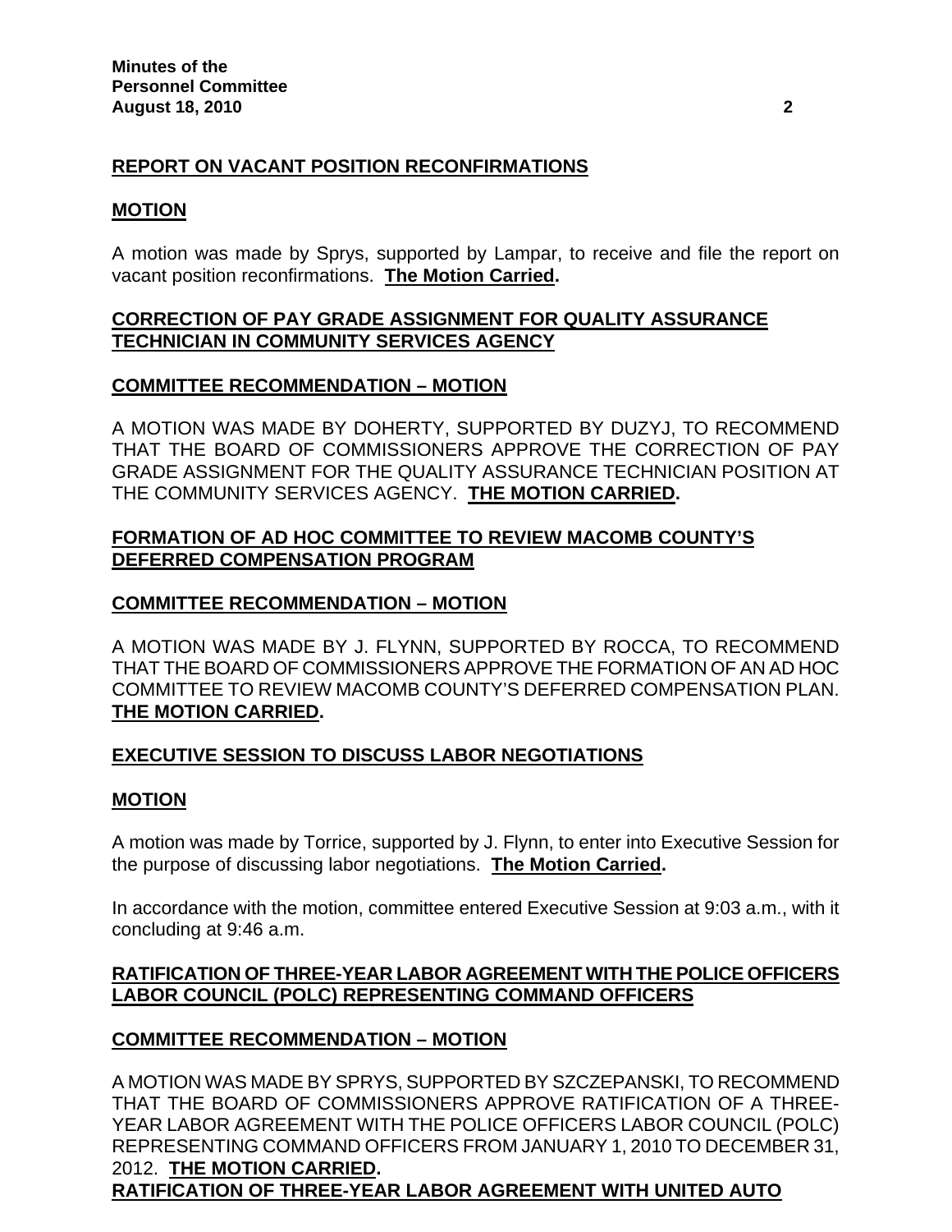**REPORT ON VACANT POSITION RECONFIRMATIONS**

**MOTION**

A motion was made by Sprys, supported by Lampar, to receive and file the report on vacant position reconfirmations. **The Motion Carried.**

**CORRECTION OF PAY GRADE ASSIGNMENT FOR QUALITY ASSURANCE TECHNICIAN IN COMMUNITY SERVICES AGENCY**

**COMMITTEE RECOMMENDATION – MOTION**

A MOTION WAS MADE BY DOHERTY, SUPPORTED BY DUZYJ, TO RECOMMEND THAT THE BOARD OF COMMISSIONERS APPROVE THE CORRECTION OF PAY GRADE ASSIGNMENT FOR THE QUALITY ASSURANCE TECHNICIAN POSITION AT THE COMMUNITY SERVICES AGENCY. **THE MOTION CARRIED.**

**FORMATION OF AD HOC COMMITTEE TO REVIEW MACOMB COUNTY'S DEFERRED COMPENSATION PROGRAM**

**COMMITTEE RECOMMENDATION – MOTION**

A MOTION WAS MADE BY J. FLYNN, SUPPORTED BY ROCCA, TO RECOMMEND THAT THE BOARD OF COMMISSIONERS APPROVE THE FORMATION OF AN AD HOC COMMITTEE TO REVIEW MACOMB COUNTY'S DEFERRED COMPENSATION PLAN. **THE MOTION CARRIED.**

**EXECUTIVE SESSION TO DISCUSS LABOR NEGOTIATIONS**

**MOTION**

A motion was made by Torrice, supported by J. Flynn, to enter into Executive Session for the purpose of discussing labor negotiations. **The Motion Carried.**

In accordance with the motion, committee entered Executive Session at 9:03 a.m., with it concluding at 9:46 a.m.

**RATIFICATION OF THREE-YEAR LABOR AGREEMENT WITH THE POLICE OFFICERS LABOR COUNCIL (POLC) REPRESENTING COMMAND OFFICERS**

**COMMITTEE RECOMMENDATION – MOTION**

A MOTION WAS MADE BY SPRYS, SUPPORTED BY SZCZEPANSKI, TO RECOMMEND THAT THE BOARD OF COMMISSIONERS APPROVE RATIFICATION OF A THREE-YEAR LABOR AGREEMENT WITH THE POLICE OFFICERS LABOR COUNCIL (POLC) REPRESENTING COMMAND OFFICERS FROM JANUARY 1, 2010 TO DECEMBER 31, 2012. **THE MOTION CARRIED.**

**RATIFICATION OF THREE-YEAR LABOR AGREEMENT WITH UNITED AUTO**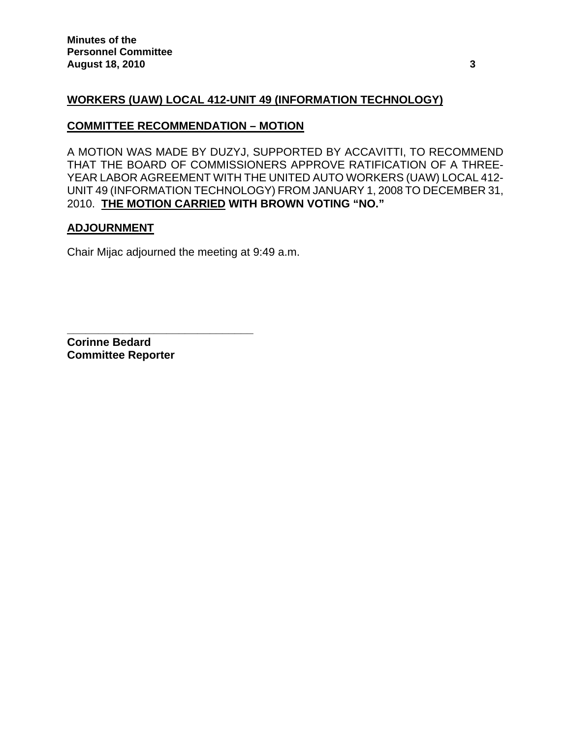## WORKERS (UAW) LOCAL 412-UNIT 49 (INFORMATION TECHNOLOGY)

### COMMITTEE RECOMMENDATION – MOTION

A MOTION WAS MADE BY DUZYJ, SUPPORTED BY ACCAVITTI, TO RECOMMEND THAT THE BOARD OF COMMISSIONERS APPROVE RATIFICATION OF A THREE-YEAR LABOR AGREEMENT WITH THE UNITED AUTO WORKERS (UAW) LOCAL 412-UNIT 49 (INFORMATION TECHNOLOGY) FROM JANUARY 1, 2008 TO DECEMBER 31, 2010. **THE MOTION CARRIED WITH BROWN VOTING "NO."**

## ADJOURNMENT

Chair Mijac adjourned the meeting at 9:49 a.m.

\_\_\_\_\_\_\_\_\_\_\_\_\_\_\_\_\_\_\_\_\_\_\_\_\_\_\_\_\_\_

**Corinne Bedard**
**Committee Reporter**